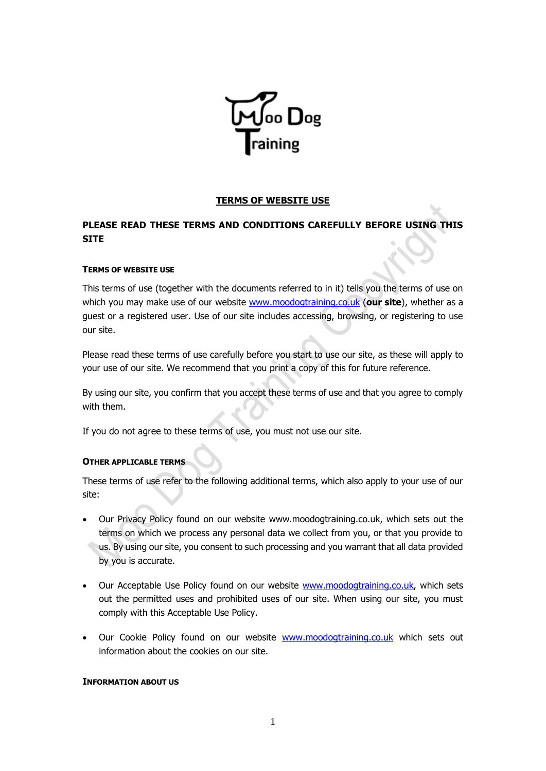Moo Dog Training

# TERMS OF WEBSITE USE

## PLEASE READ THESE TERMS AND CONDITIONS CAREFULLY BEFORE USING THIS SITE

### TERMS OF WEBSITE USE

This terms of use (together with the documents referred to in it) tells you the terms of use on which you may make use of our website www.moodogtraining.co.uk (**our site**), whether as a guest or a registered user. Use of our site includes accessing, browsing, or registering to use our site.

Please read these terms of use carefully before you start to use our site, as these will apply to your use of our site. We recommend that you print a copy of this for future reference.

By using our site, you confirm that you accept these terms of use and that you agree to comply with them.

If you do not agree to these terms of use, you must not use our site.

### OTHER APPLICABLE TERMS

These terms of use refer to the following additional terms, which also apply to your use of our site:

- Our Privacy Policy found on our website www.moodogtraining.co.uk, which sets out the terms on which we process any personal data we collect from you, or that you provide to us. By using our site, you consent to such processing and you warrant that all data provided by you is accurate.
- Our Acceptable Use Policy found on our website www.moodogtraining.co.uk, which sets out the permitted uses and prohibited uses of our site. When using our site, you must comply with this Acceptable Use Policy.
- Our Cookie Policy found on our website www.moodogtraining.co.uk which sets out information about the cookies on our site.

### INFORMATION ABOUT US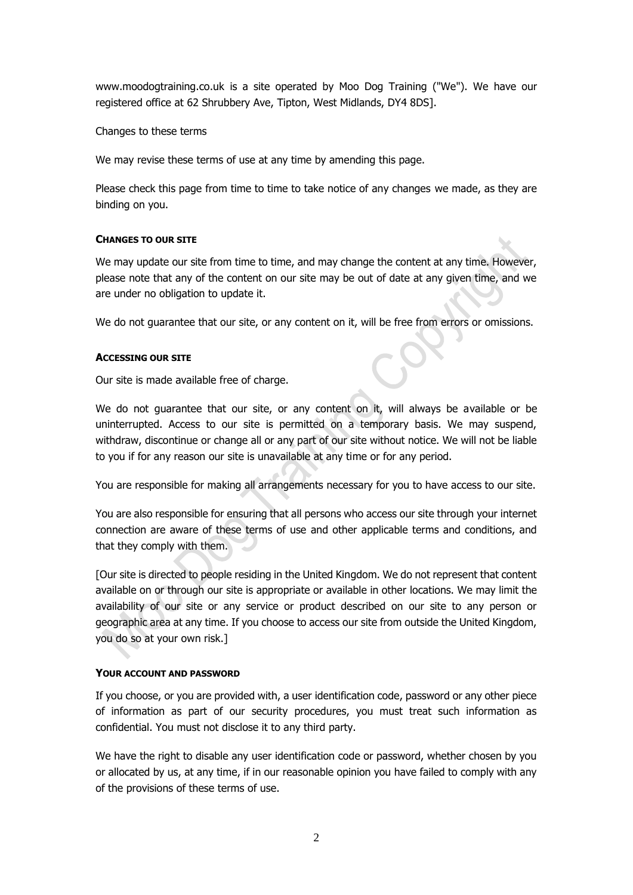www.moodogtraining.co.uk is a site operated by Moo Dog Training ("We"). We have our registered office at 62 Shrubbery Ave, Tipton, West Midlands, DY4 8DS].

Changes to these terms

We may revise these terms of use at any time by amending this page.

Please check this page from time to time to take notice of any changes we made, as they are binding on you.

**CHANGES TO OUR SITE**

We may update our site from time to time, and may change the content at any time. However, please note that any of the content on our site may be out of date at any given time, and we are under no obligation to update it.

We do not guarantee that our site, or any content on it, will be free from errors or omissions.

**ACCESSING OUR SITE**

Our site is made available free of charge.

We do not guarantee that our site, or any content on it, will always be available or be uninterrupted. Access to our site is permitted on a temporary basis. We may suspend, withdraw, discontinue or change all or any part of our site without notice. We will not be liable to you if for any reason our site is unavailable at any time or for any period.

You are responsible for making all arrangements necessary for you to have access to our site.

You are also responsible for ensuring that all persons who access our site through your internet connection are aware of these terms of use and other applicable terms and conditions, and that they comply with them.

[Our site is directed to people residing in the United Kingdom. We do not represent that content available on or through our site is appropriate or available in other locations. We may limit the availability of our site or any service or product described on our site to any person or geographic area at any time. If you choose to access our site from outside the United Kingdom, you do so at your own risk.]

**YOUR ACCOUNT AND PASSWORD**

If you choose, or you are provided with, a user identification code, password or any other piece of information as part of our security procedures, you must treat such information as confidential. You must not disclose it to any third party.

We have the right to disable any user identification code or password, whether chosen by you or allocated by us, at any time, if in our reasonable opinion you have failed to comply with any of the provisions of these terms of use.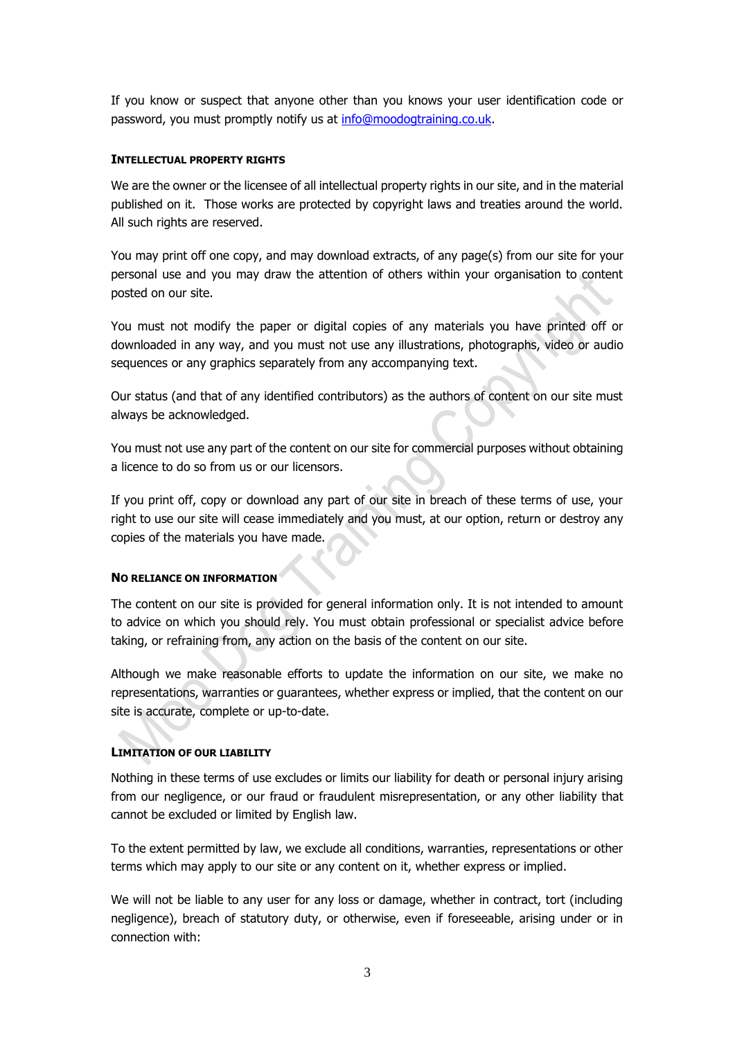If you know or suspect that anyone other than you knows your user identification code or password, you must promptly notify us at [info@moodogtraining.co.uk](mailto:info@moodogtraining.co.uk).

### INTELLECTUAL PROPERTY RIGHTS

We are the owner or the licensee of all intellectual property rights in our site, and in the material published on it. Those works are protected by copyright laws and treaties around the world. All such rights are reserved.

You may print off one copy, and may download extracts, of any page(s) from our site for your personal use and you may draw the attention of others within your organisation to content posted on our site.

You must not modify the paper or digital copies of any materials you have printed off or downloaded in any way, and you must not use any illustrations, photographs, video or audio sequences or any graphics separately from any accompanying text.

Our status (and that of any identified contributors) as the authors of content on our site must always be acknowledged.

You must not use any part of the content on our site for commercial purposes without obtaining a licence to do so from us or our licensors.

If you print off, copy or download any part of our site in breach of these terms of use, your right to use our site will cease immediately and you must, at our option, return or destroy any copies of the materials you have made.

### NO RELIANCE ON INFORMATION

The content on our site is provided for general information only. It is not intended to amount to advice on which you should rely. You must obtain professional or specialist advice before taking, or refraining from, any action on the basis of the content on our site.

Although we make reasonable efforts to update the information on our site, we make no representations, warranties or guarantees, whether express or implied, that the content on our site is accurate, complete or up-to-date.

### LIMITATION OF OUR LIABILITY

Nothing in these terms of use excludes or limits our liability for death or personal injury arising from our negligence, or our fraud or fraudulent misrepresentation, or any other liability that cannot be excluded or limited by English law.

To the extent permitted by law, we exclude all conditions, warranties, representations or other terms which may apply to our site or any content on it, whether express or implied.

We will not be liable to any user for any loss or damage, whether in contract, tort (including negligence), breach of statutory duty, or otherwise, even if foreseeable, arising under or in connection with: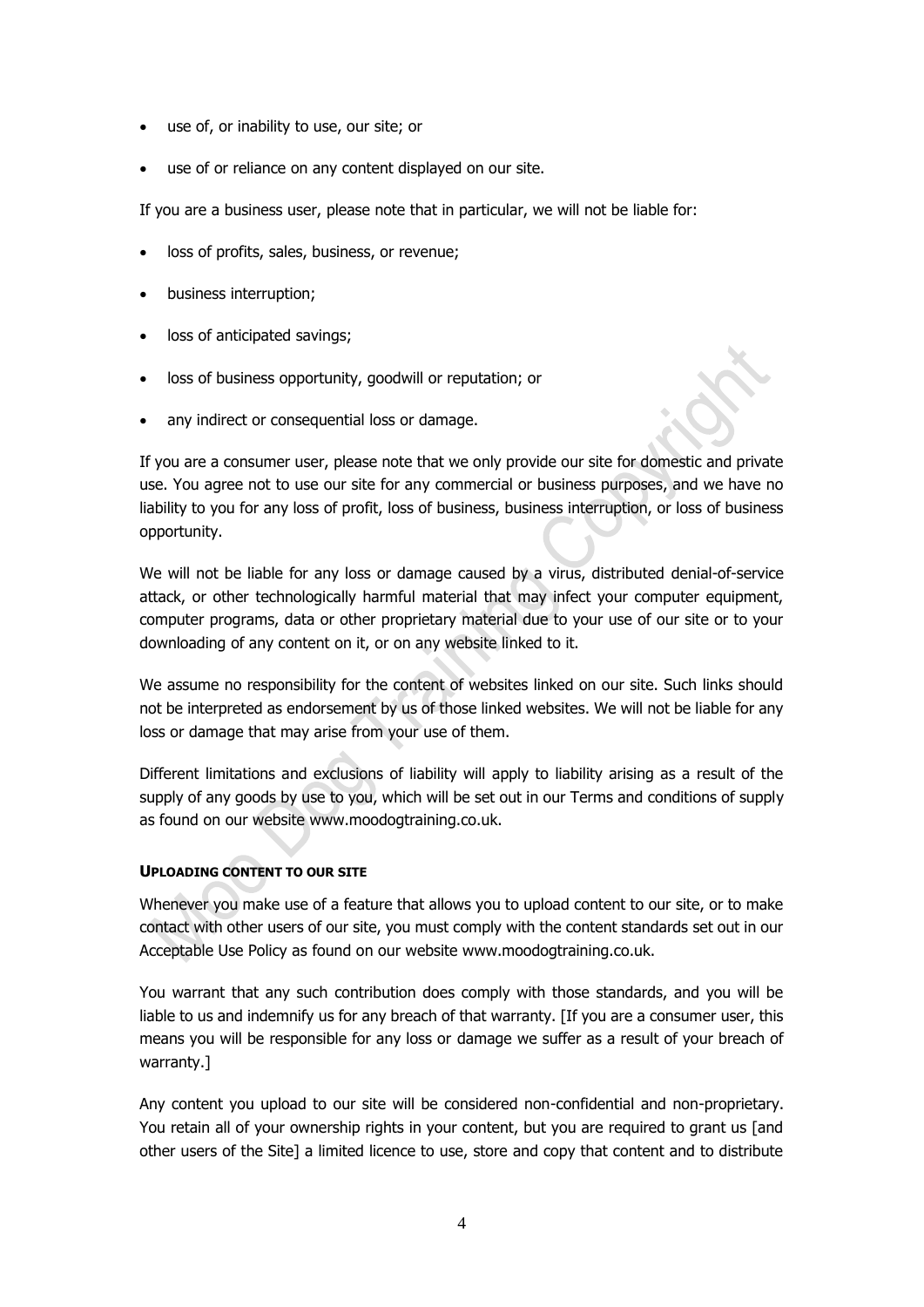- use of, or inability to use, our site; or
- use of or reliance on any content displayed on our site.

If you are a business user, please note that in particular, we will not be liable for:

- loss of profits, sales, business, or revenue;
- business interruption;
- loss of anticipated savings;
- loss of business opportunity, goodwill or reputation; or
- any indirect or consequential loss or damage.

If you are a consumer user, please note that we only provide our site for domestic and private use. You agree not to use our site for any commercial or business purposes, and we have no liability to you for any loss of profit, loss of business, business interruption, or loss of business opportunity.

We will not be liable for any loss or damage caused by a virus, distributed denial-of-service attack, or other technologically harmful material that may infect your computer equipment, computer programs, data or other proprietary material due to your use of our site or to your downloading of any content on it, or on any website linked to it.

We assume no responsibility for the content of websites linked on our site. Such links should not be interpreted as endorsement by us of those linked websites. We will not be liable for any loss or damage that may arise from your use of them.

Different limitations and exclusions of liability will apply to liability arising as a result of the supply of any goods by use to you, which will be set out in our Terms and conditions of supply as found on our website www.moodogtraining.co.uk.

**UPLOADING CONTENT TO OUR SITE**

Whenever you make use of a feature that allows you to upload content to our site, or to make contact with other users of our site, you must comply with the content standards set out in our Acceptable Use Policy as found on our website www.moodogtraining.co.uk.

You warrant that any such contribution does comply with those standards, and you will be liable to us and indemnify us for any breach of that warranty. [If you are a consumer user, this means you will be responsible for any loss or damage we suffer as a result of your breach of warranty.]

Any content you upload to our site will be considered non-confidential and non-proprietary. You retain all of your ownership rights in your content, but you are required to grant us [and other users of the Site] a limited licence to use, store and copy that content and to distribute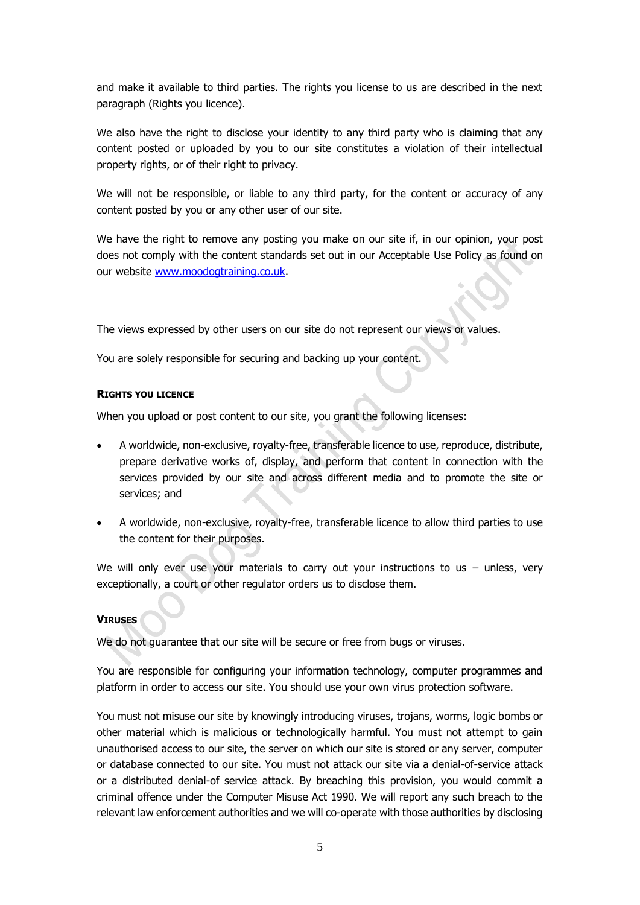and make it available to third parties. The rights you license to us are described in the next paragraph (Rights you licence).

We also have the right to disclose your identity to any third party who is claiming that any content posted or uploaded by you to our site constitutes a violation of their intellectual property rights, or of their right to privacy.

We will not be responsible, or liable to any third party, for the content or accuracy of any content posted by you or any other user of our site.

We have the right to remove any posting you make on our site if, in our opinion, your post does not comply with the content standards set out in our Acceptable Use Policy as found on our website [www.moodogtraining.co.uk](www.moodogtraining.co.uk).

The views expressed by other users on our site do not represent our views or values.

You are solely responsible for securing and backing up your content.

#### RIGHTS YOU LICENCE

When you upload or post content to our site, you grant the following licenses:

- A worldwide, non-exclusive, royalty-free, transferable licence to use, reproduce, distribute, prepare derivative works of, display, and perform that content in connection with the services provided by our site and across different media and to promote the site or services; and
- A worldwide, non-exclusive, royalty-free, transferable licence to allow third parties to use the content for their purposes.

We will only ever use your materials to carry out your instructions to us – unless, very exceptionally, a court or other regulator orders us to disclose them.

#### VIRUSES

We do not guarantee that our site will be secure or free from bugs or viruses.

You are responsible for configuring your information technology, computer programmes and platform in order to access our site. You should use your own virus protection software.

You must not misuse our site by knowingly introducing viruses, trojans, worms, logic bombs or other material which is malicious or technologically harmful. You must not attempt to gain unauthorised access to our site, the server on which our site is stored or any server, computer or database connected to our site. You must not attack our site via a denial-of-service attack or a distributed denial-of service attack. By breaching this provision, you would commit a criminal offence under the Computer Misuse Act 1990. We will report any such breach to the relevant law enforcement authorities and we will co-operate with those authorities by disclosing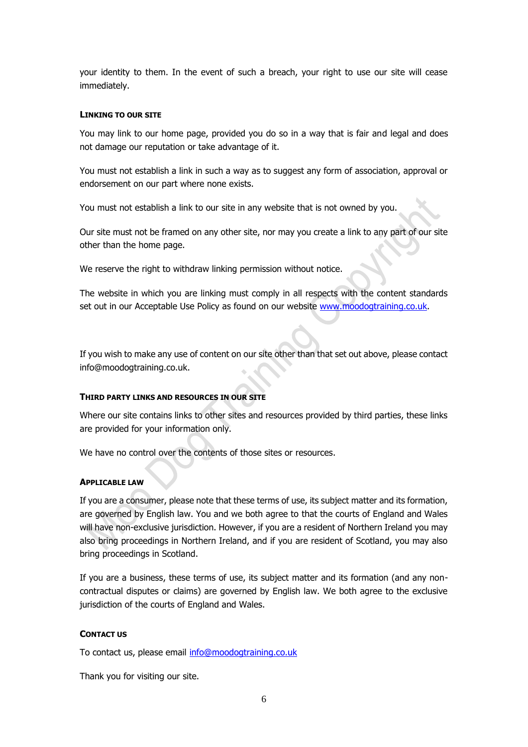your identity to them. In the event of such a breach, your right to use our site will cease immediately.

#### LINKING TO OUR SITE

You may link to our home page, provided you do so in a way that is fair and legal and does not damage our reputation or take advantage of it.

You must not establish a link in such a way as to suggest any form of association, approval or endorsement on our part where none exists.

You must not establish a link to our site in any website that is not owned by you.

Our site must not be framed on any other site, nor may you create a link to any part of our site other than the home page.

We reserve the right to withdraw linking permission without notice.

The website in which you are linking must comply in all respects with the content standards set out in our Acceptable Use Policy as found on our website www.moodogtraining.co.uk.

If you wish to make any use of content on our site other than that set out above, please contact info@moodogtraining.co.uk.

#### THIRD PARTY LINKS AND RESOURCES IN OUR SITE

Where our site contains links to other sites and resources provided by third parties, these links are provided for your information only.

We have no control over the contents of those sites or resources.

#### APPLICABLE LAW

If you are a consumer, please note that these terms of use, its subject matter and its formation, are governed by English law. You and we both agree to that the courts of England and Wales will have non-exclusive jurisdiction. However, if you are a resident of Northern Ireland you may also bring proceedings in Northern Ireland, and if you are resident of Scotland, you may also bring proceedings in Scotland.

If you are a business, these terms of use, its subject matter and its formation (and any non-contractual disputes or claims) are governed by English law. We both agree to the exclusive jurisdiction of the courts of England and Wales.

#### CONTACT US

To contact us, please email info@moodogtraining.co.uk

Thank you for visiting our site.